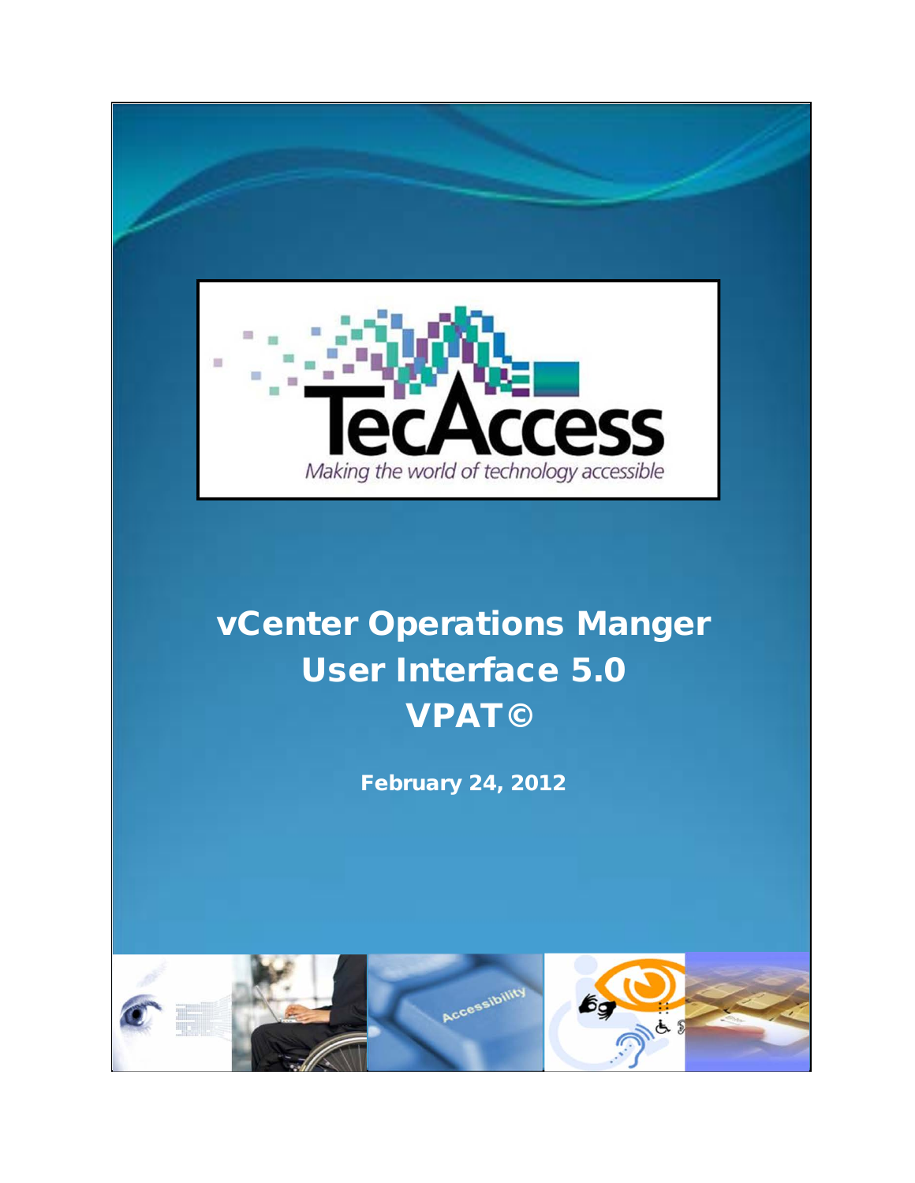TecAccess

*Making the world of technology accessible*

# vCenter Operations Manger User Interface 5.0 VPAT©

**February 24, 2012**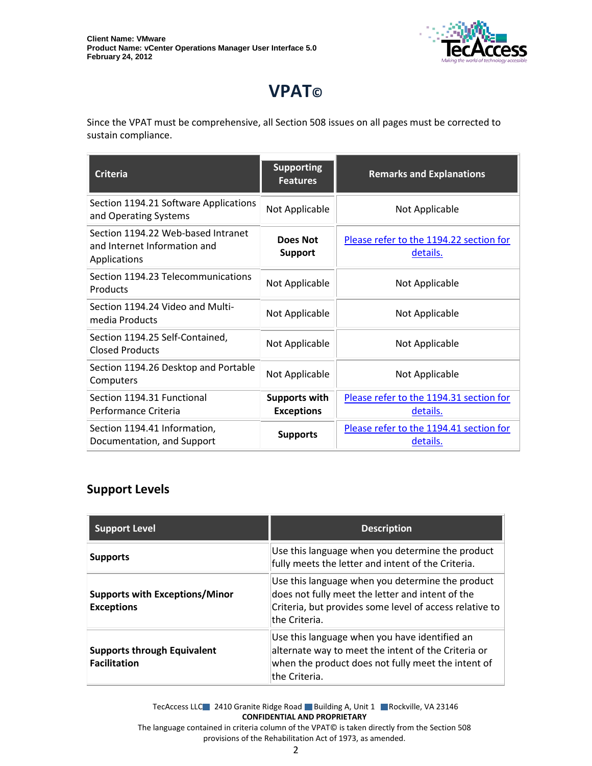# VPAT©

Since the VPAT must be comprehensive, all Section 508 issues on all pages must be corrected to sustain compliance.

| Criteria | Supporting Features | Remarks and Explanations |
|---|---|---|
| Section 1194.21 Software Applications and Operating Systems | Not Applicable | Not Applicable |
| Section 1194.22 Web-based Intranet and Internet Information and Applications | **Does Not Support** | Please refer to the 1194.22 section for details. |
| Section 1194.23 Telecommunications Products | Not Applicable | Not Applicable |
| Section 1194.24 Video and Multi-media Products | Not Applicable | Not Applicable |
| Section 1194.25 Self-Contained, Closed Products | Not Applicable | Not Applicable |
| Section 1194.26 Desktop and Portable Computers | Not Applicable | Not Applicable |
| Section 1194.31 Functional Performance Criteria | **Supports with Exceptions** | Please refer to the 1194.31 section for details. |
| Section 1194.41 Information, Documentation, and Support | **Supports** | Please refer to the 1194.41 section for details. |

## Support Levels

| Support Level | Description |
|---|---|
| **Supports** | Use this language when you determine the product fully meets the letter and intent of the Criteria. |
| **Supports with Exceptions/Minor Exceptions** | Use this language when you determine the product does not fully meet the letter and intent of the Criteria, but provides some level of access relative to the Criteria. |
| **Supports through Equivalent Facilitation** | Use this language when you have identified an alternate way to meet the intent of the Criteria or when the product does not fully meet the intent of the Criteria. |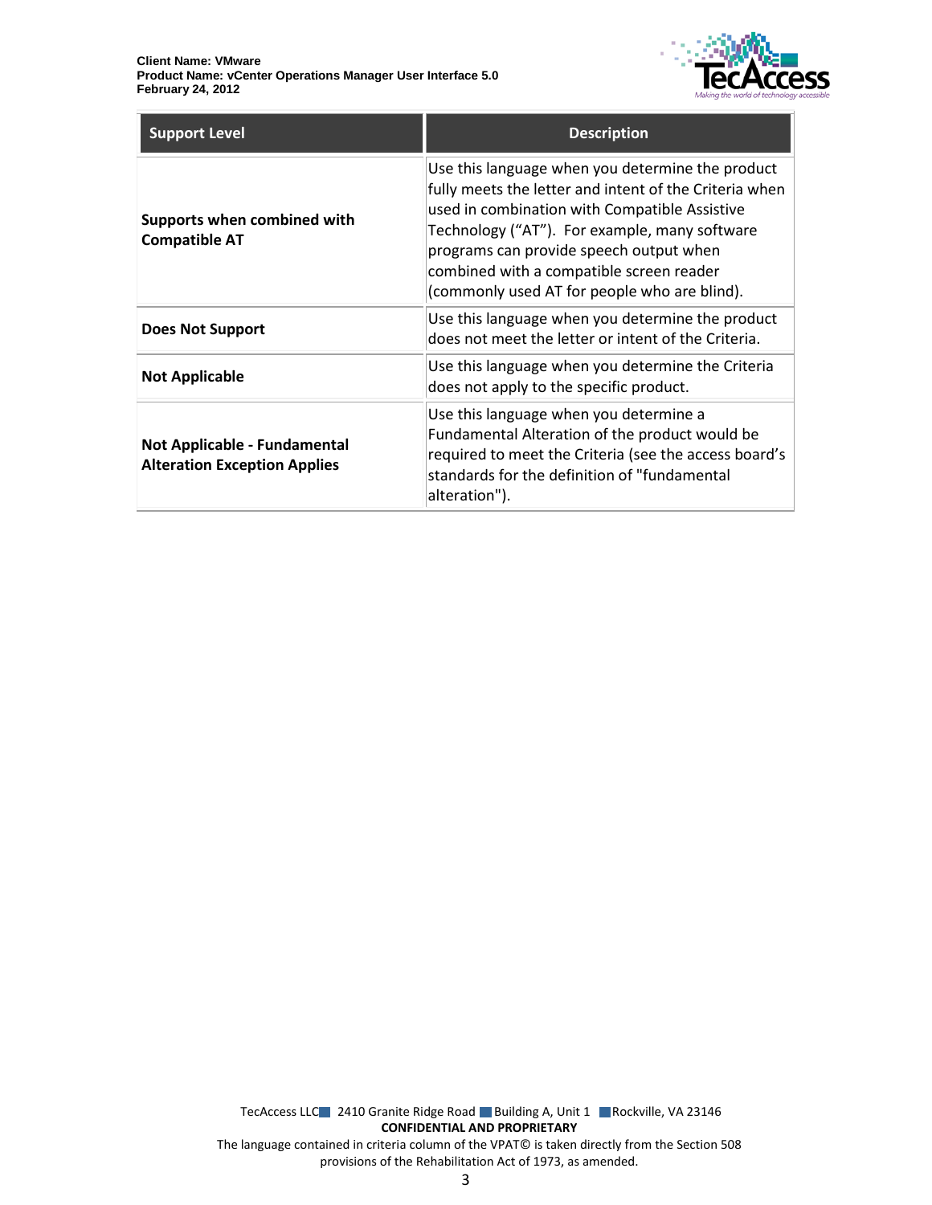| Support Level | Description |
| --- | --- |
| **Supports when combined with Compatible AT** | Use this language when you determine the product fully meets the letter and intent of the Criteria when used in combination with Compatible Assistive Technology ("AT"). For example, many software programs can provide speech output when combined with a compatible screen reader (commonly used AT for people who are blind). |
| **Does Not Support** | Use this language when you determine the product does not meet the letter or intent of the Criteria. |
| **Not Applicable** | Use this language when you determine the Criteria does not apply to the specific product. |
| **Not Applicable - Fundamental Alteration Exception Applies** | Use this language when you determine a Fundamental Alteration of the product would be required to meet the Criteria (see the access board's standards for the definition of "fundamental alteration"). |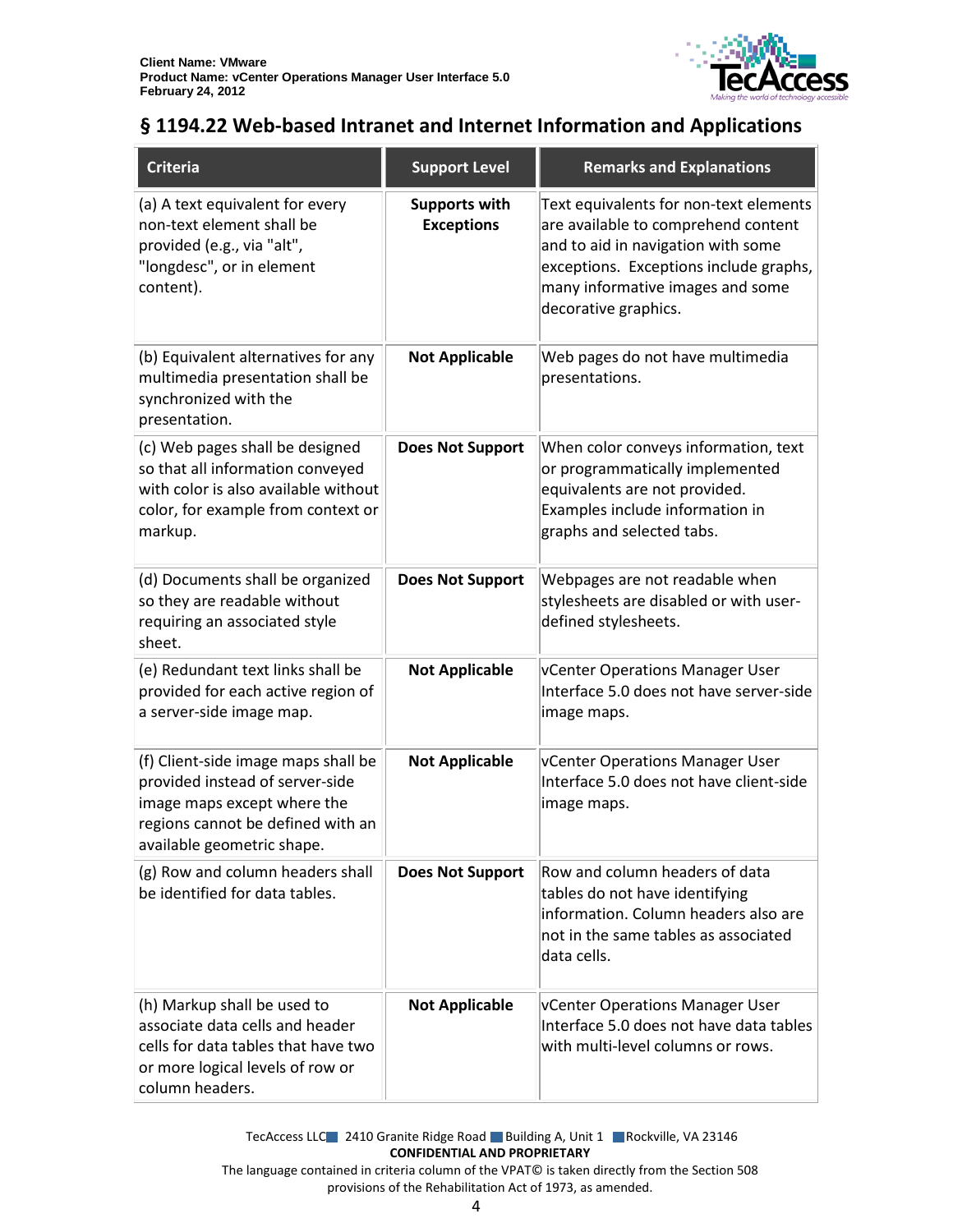## § 1194.22 Web-based Intranet and Internet Information and Applications

| Criteria | Support Level | Remarks and Explanations |
| --- | --- | --- |
| (a) A text equivalent for every non-text element shall be provided (e.g., via "alt", "longdesc", or in element content). | **Supports with Exceptions** | Text equivalents for non-text elements are available to comprehend content and to aid in navigation with some exceptions. Exceptions include graphs, many informative images and some decorative graphics. |
| (b) Equivalent alternatives for any multimedia presentation shall be synchronized with the presentation. | **Not Applicable** | Web pages do not have multimedia presentations. |
| (c) Web pages shall be designed so that all information conveyed with color is also available without color, for example from context or markup. | **Does Not Support** | When color conveys information, text or programmatically implemented equivalents are not provided. Examples include information in graphs and selected tabs. |
| (d) Documents shall be organized so they are readable without requiring an associated style sheet. | **Does Not Support** | Webpages are not readable when stylesheets are disabled or with user-defined stylesheets. |
| (e) Redundant text links shall be provided for each active region of a server-side image map. | **Not Applicable** | vCenter Operations Manager User Interface 5.0 does not have server-side image maps. |
| (f) Client-side image maps shall be provided instead of server-side image maps except where the regions cannot be defined with an available geometric shape. | **Not Applicable** | vCenter Operations Manager User Interface 5.0 does not have client-side image maps. |
| (g) Row and column headers shall be identified for data tables. | **Does Not Support** | Row and column headers of data tables do not have identifying information. Column headers also are not in the same tables as associated data cells. |
| (h) Markup shall be used to associate data cells and header cells for data tables that have two or more logical levels of row or column headers. | **Not Applicable** | vCenter Operations Manager User Interface 5.0 does not have data tables with multi-level columns or rows. |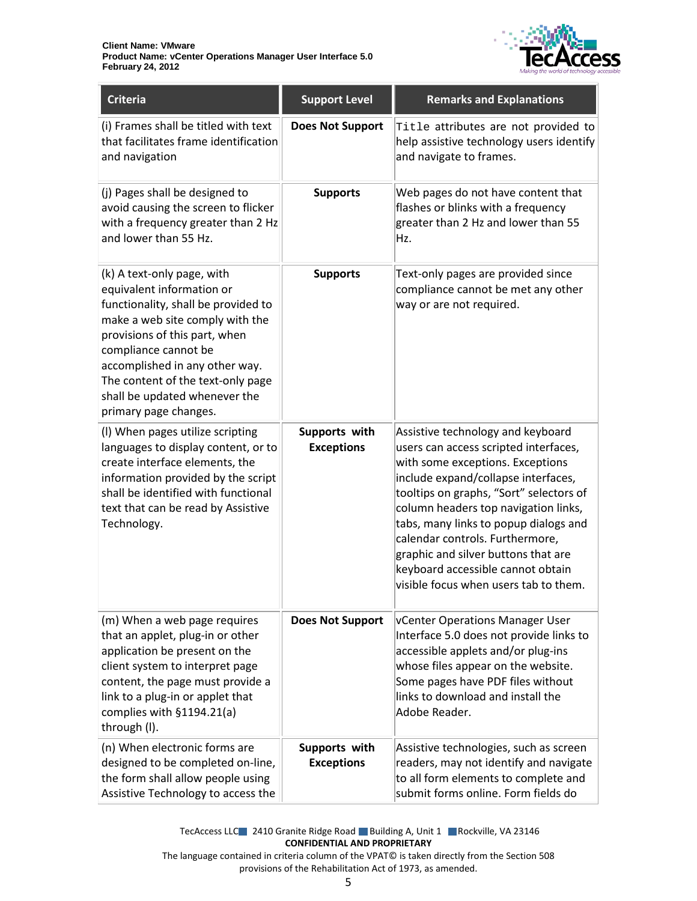| Criteria | Support Level | Remarks and Explanations |
|---|---|---|
| (i) Frames shall be titled with text that facilitates frame identification and navigation | **Does Not Support** | Title attributes are not provided to help assistive technology users identify and navigate to frames. |
| (j) Pages shall be designed to avoid causing the screen to flicker with a frequency greater than 2 Hz and lower than 55 Hz. | **Supports** | Web pages do not have content that flashes or blinks with a frequency greater than 2 Hz and lower than 55 Hz. |
| (k) A text-only page, with equivalent information or functionality, shall be provided to make a web site comply with the provisions of this part, when compliance cannot be accomplished in any other way. The content of the text-only page shall be updated whenever the primary page changes. | **Supports** | Text-only pages are provided since compliance cannot be met any other way or are not required. |
| (l) When pages utilize scripting languages to display content, or to create interface elements, the information provided by the script shall be identified with functional text that can be read by Assistive Technology. | **Supports with Exceptions** | Assistive technology and keyboard users can access scripted interfaces, with some exceptions. Exceptions include expand/collapse interfaces, tooltips on graphs, "Sort" selectors of column headers top navigation links, tabs, many links to popup dialogs and calendar controls. Furthermore, graphic and silver buttons that are keyboard accessible cannot obtain visible focus when users tab to them. |
| (m) When a web page requires that an applet, plug-in or other application be present on the client system to interpret page content, the page must provide a link to a plug-in or applet that complies with §1194.21(a) through (l). | **Does Not Support** | vCenter Operations Manager User Interface 5.0 does not provide links to accessible applets and/or plug-ins whose files appear on the website. Some pages have PDF files without links to download and install the Adobe Reader. |
| (n) When electronic forms are designed to be completed on-line, the form shall allow people using Assistive Technology to access the | **Supports with Exceptions** | Assistive technologies, such as screen readers, may not identify and navigate to all form elements to complete and submit forms online. Form fields do |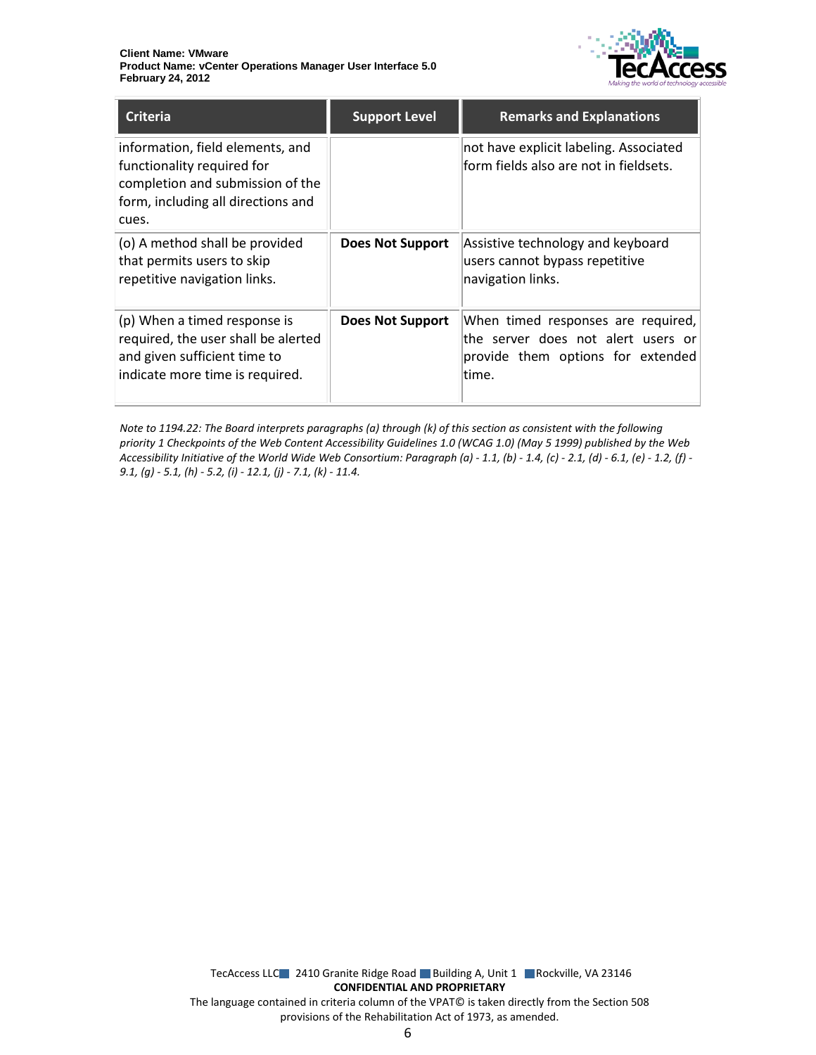| Criteria | Support Level | Remarks and Explanations |
|---|---|---|
| information, field elements, and functionality required for completion and submission of the form, including all directions and cues. | | not have explicit labeling. Associated form fields also are not in fieldsets. |
| (o) A method shall be provided that permits users to skip repetitive navigation links. | **Does Not Support** | Assistive technology and keyboard users cannot bypass repetitive navigation links. |
| (p) When a timed response is required, the user shall be alerted and given sufficient time to indicate more time is required. | **Does Not Support** | When timed responses are required, the server does not alert users or provide them options for extended time. |

*Note to 1194.22: The Board interprets paragraphs (a) through (k) of this section as consistent with the following priority 1 Checkpoints of the Web Content Accessibility Guidelines 1.0 (WCAG 1.0) (May 5 1999) published by the Web Accessibility Initiative of the World Wide Web Consortium: Paragraph (a) - 1.1, (b) - 1.4, (c) - 2.1, (d) - 6.1, (e) - 1.2, (f) - 9.1, (g) - 5.1, (h) - 5.2, (i) - 12.1, (j) - 7.1, (k) - 11.4.*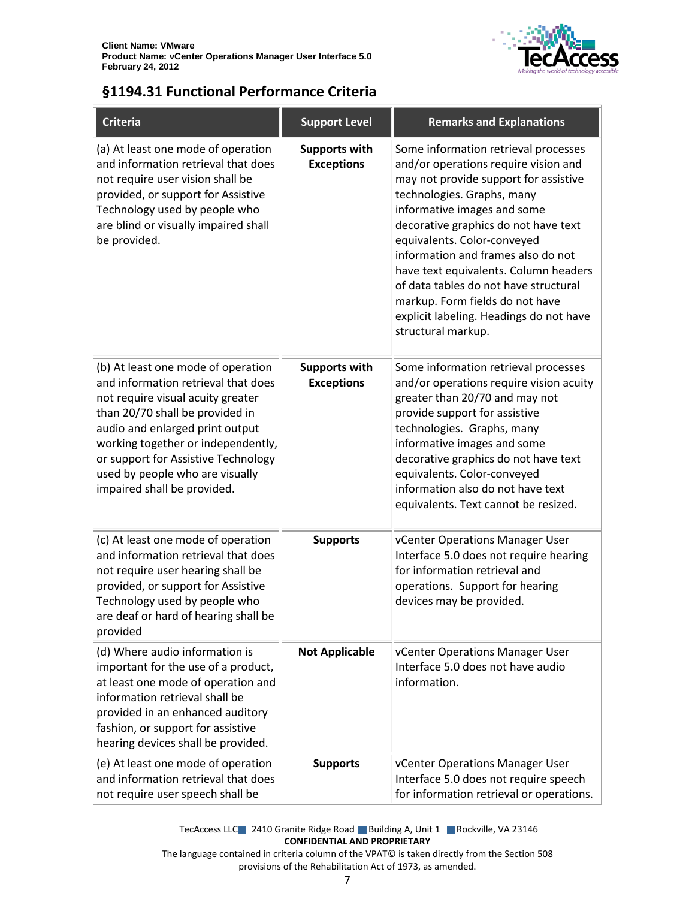## §1194.31 Functional Performance Criteria

| Criteria | Support Level | Remarks and Explanations |
|---|---|---|
| (a) At least one mode of operation and information retrieval that does not require user vision shall be provided, or support for Assistive Technology used by people who are blind or visually impaired shall be provided. | **Supports with Exceptions** | Some information retrieval processes and/or operations require vision and may not provide support for assistive technologies. Graphs, many informative images and some decorative graphics do not have text equivalents. Color-conveyed information and frames also do not have text equivalents. Column headers of data tables do not have structural markup. Form fields do not have explicit labeling. Headings do not have structural markup. |
| (b) At least one mode of operation and information retrieval that does not require visual acuity greater than 20/70 shall be provided in audio and enlarged print output working together or independently, or support for Assistive Technology used by people who are visually impaired shall be provided. | **Supports with Exceptions** | Some information retrieval processes and/or operations require vision acuity greater than 20/70 and may not provide support for assistive technologies. Graphs, many informative images and some decorative graphics do not have text equivalents. Color-conveyed information also do not have text equivalents. Text cannot be resized. |
| (c) At least one mode of operation and information retrieval that does not require user hearing shall be provided, or support for Assistive Technology used by people who are deaf or hard of hearing shall be provided | **Supports** | vCenter Operations Manager User Interface 5.0 does not require hearing for information retrieval and operations. Support for hearing devices may be provided. |
| (d) Where audio information is important for the use of a product, at least one mode of operation and information retrieval shall be provided in an enhanced auditory fashion, or support for assistive hearing devices shall be provided. | **Not Applicable** | vCenter Operations Manager User Interface 5.0 does not have audio information. |
| (e) At least one mode of operation and information retrieval that does not require user speech shall be | **Supports** | vCenter Operations Manager User Interface 5.0 does not require speech for information retrieval or operations. |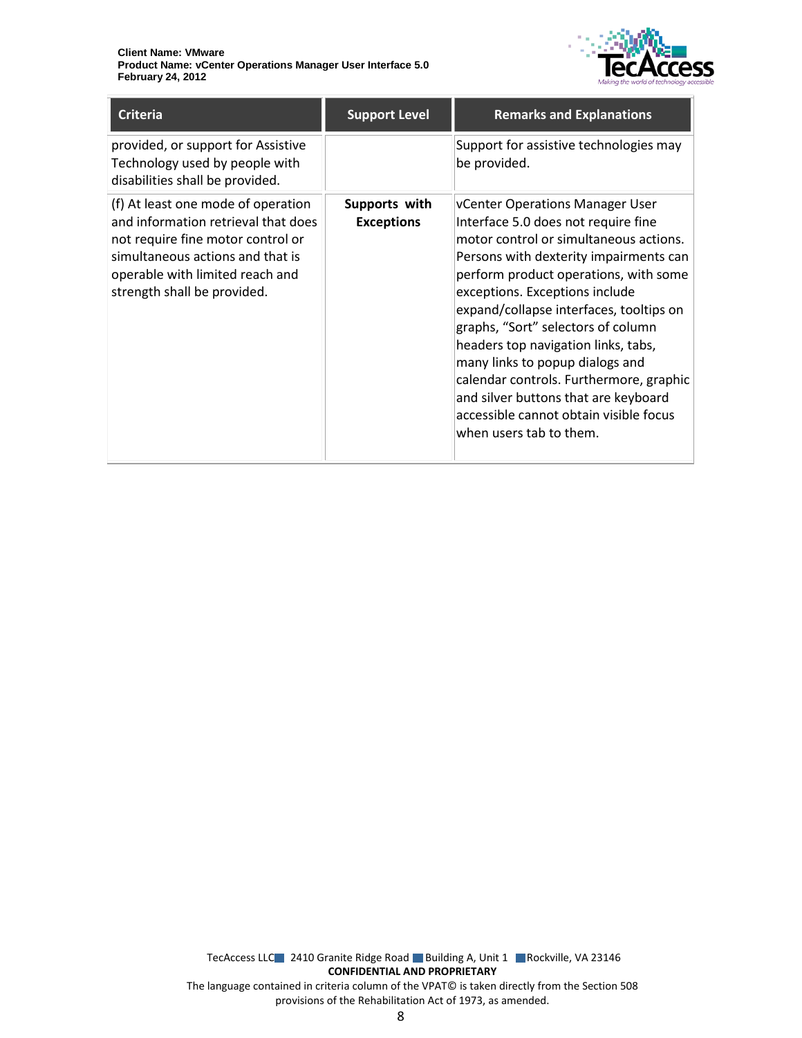| Criteria | Support Level | Remarks and Explanations |
| --- | --- | --- |
| provided, or support for Assistive Technology used by people with disabilities shall be provided. | | Support for assistive technologies may be provided. |
| (f) At least one mode of operation and information retrieval that does not require fine motor control or simultaneous actions and that is operable with limited reach and strength shall be provided. | **Supports with Exceptions** | vCenter Operations Manager User Interface 5.0 does not require fine motor control or simultaneous actions. Persons with dexterity impairments can perform product operations, with some exceptions. Exceptions include expand/collapse interfaces, tooltips on graphs, "Sort" selectors of column headers top navigation links, tabs, many links to popup dialogs and calendar controls. Furthermore, graphic and silver buttons that are keyboard accessible cannot obtain visible focus when users tab to them. |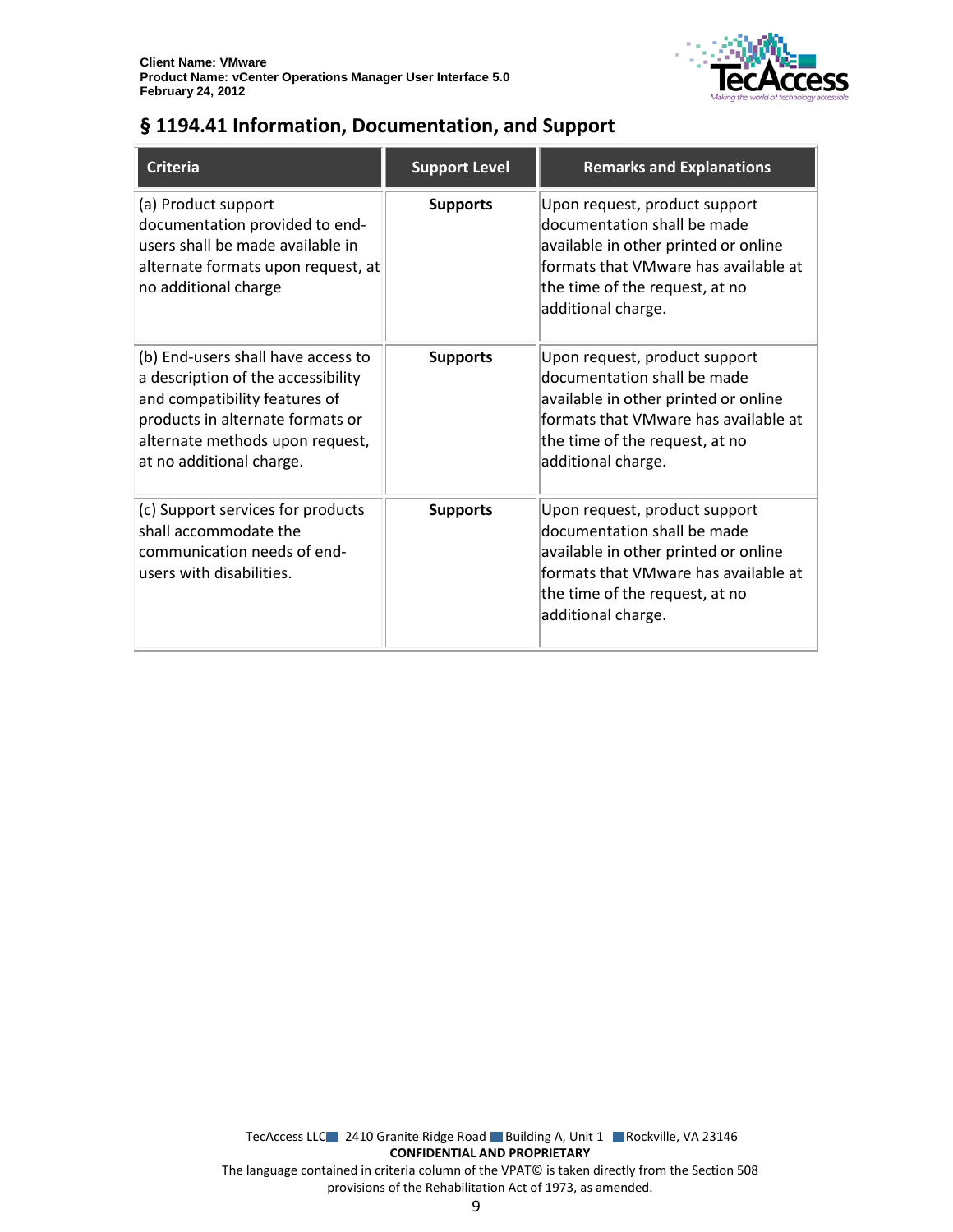## § 1194.41 Information, Documentation, and Support

| Criteria | Support Level | Remarks and Explanations |
| --- | --- | --- |
| (a) Product support documentation provided to end-users shall be made available in alternate formats upon request, at no additional charge | **Supports** | Upon request, product support documentation shall be made available in other printed or online formats that VMware has available at the time of the request, at no additional charge. |
| (b) End-users shall have access to a description of the accessibility and compatibility features of products in alternate formats or alternate methods upon request, at no additional charge. | **Supports** | Upon request, product support documentation shall be made available in other printed or online formats that VMware has available at the time of the request, at no additional charge. |
| (c) Support services for products shall accommodate the communication needs of end-users with disabilities. | **Supports** | Upon request, product support documentation shall be made available in other printed or online formats that VMware has available at the time of the request, at no additional charge. |